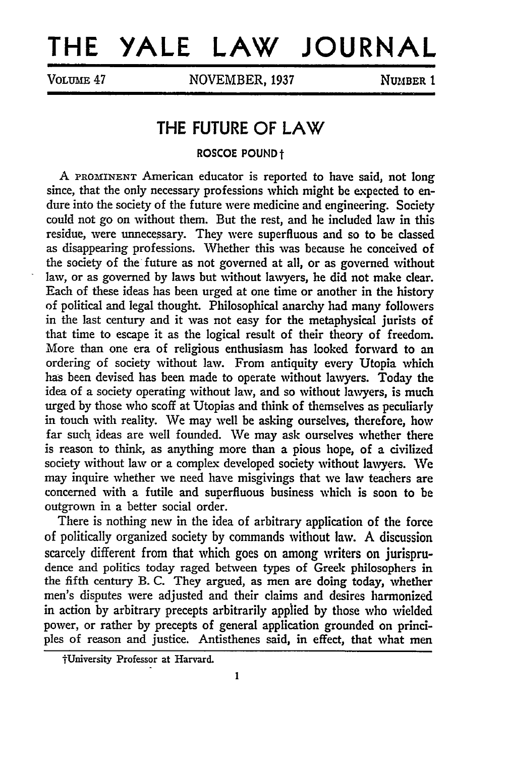# THE YALE LAW JOURNAL

VOLUME 47 NOVEMBER, 1937 NUMBER 1

## THE FUTURE OF LAW

ROSCOE POUND†

A PROMINENT American educator is reported to have said, not long since, that the only necessary professions which might be expected to endure into the society of the future were medicine and engineering. Society could not go on without them. But the rest, and he included law in this residue, were unnecessary. They were superfluous and so to be classed as disappearing professions. Whether this was because he conceived of the society of the future as not governed at all, or as governed without law, or as governed by laws but without lawyers, he did not make clear. Each of these ideas has been urged at one time or another in the history of political and legal thought. Philosophical anarchy had many followers in the last century and it was not easy for the metaphysical jurists of that time to escape it as the logical result of their theory of freedom. More than one era of religious enthusiasm has looked forward to an ordering of society without law. From antiquity every Utopia which has been devised has been made to operate without lawyers. Today the idea of a society operating without law, and so without lawyers, is much urged by those who scoff at Utopias and think of themselves as peculiarly in touch with reality. We may well be asking ourselves, therefore, how far such ideas are well founded. We may ask ourselves whether there is reason to think, as anything more than a pious hope, of a civilized society without law or a complex developed society without lawyers. We may inquire whether we need have misgivings that we law teachers are concerned with a futile and superfluous business which is soon to be outgrown in a better social order.

There is nothing new in the idea of arbitrary application of the force of politically organized society by commands without law. A discussion scarcely different from that which goes on among writers on jurisprudence and politics today raged between types of Greek philosophers in the fifth century B. C. They argued, as men are doing today, whether men's disputes were adjusted and their claims and desires harmonized in action by arbitrary precepts arbitrarily applied by those who wielded power, or rather by precepts of general application grounded on principles of reason and justice. Antisthenes said, in effect, that what men

†University Professor at Harvard.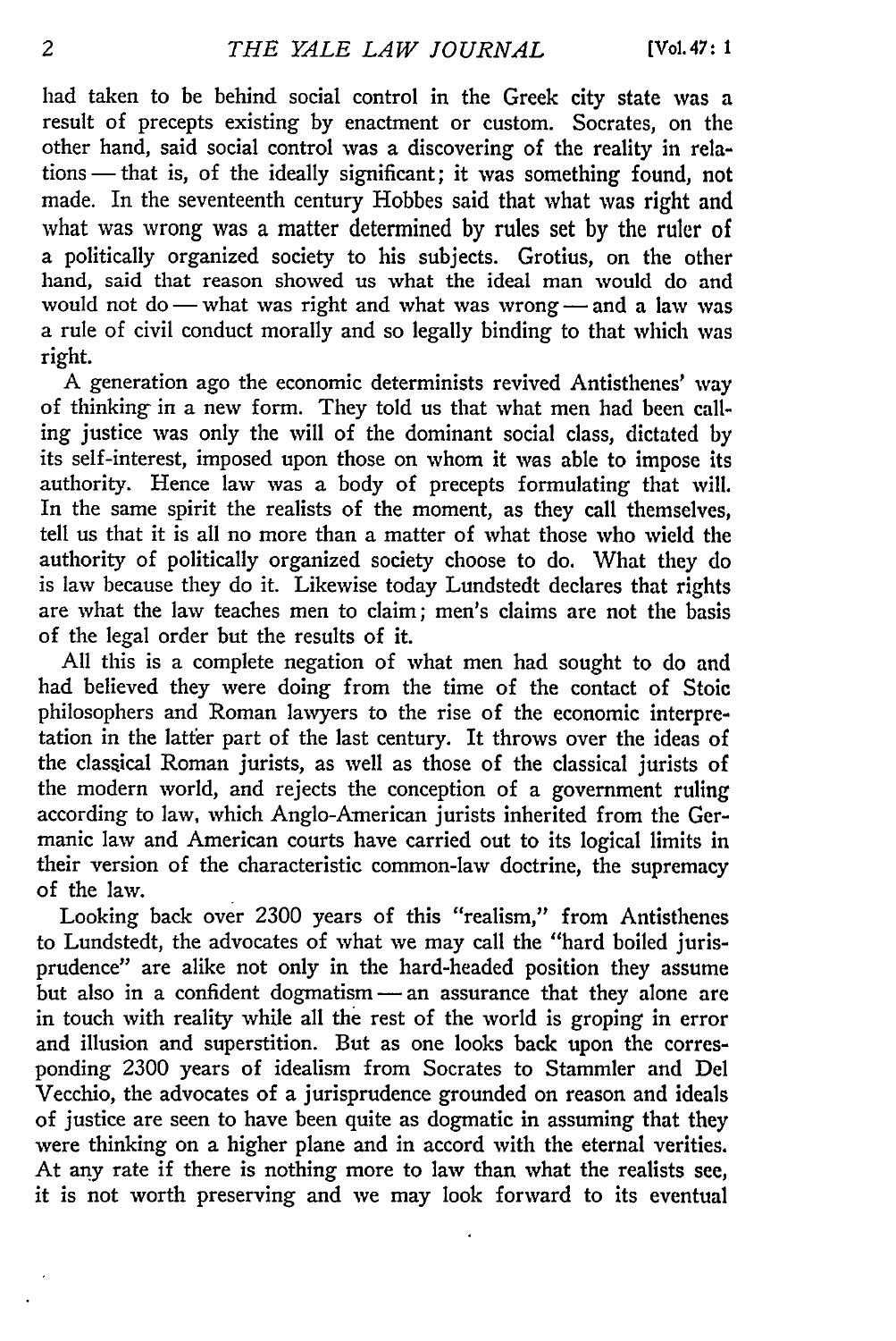had taken to be behind social control in the Greek city state was a result of precepts existing by enactment or custom. Socrates, on the other hand, said social control was a discovering of the reality in relations — that is, of the ideally significant; it was something found, not made. In the seventeenth century Hobbes said that what was right and what was wrong was a matter determined by rules set by the ruler of a politically organized society to his subjects. Grotius, on the other hand, said that reason showed us what the ideal man would do and would not do — what was right and what was wrong — and a law was a rule of civil conduct morally and so legally binding to that which was right.

A generation ago the economic determinists revived Antisthenes' way of thinking in a new form. They told us that what men had been calling justice was only the will of the dominant social class, dictated by its self-interest, imposed upon those on whom it was able to impose its authority. Hence law was a body of precepts formulating that will. In the same spirit the realists of the moment, as they call themselves, tell us that it is all no more than a matter of what those who wield the authority of politically organized society choose to do. What they do is law because they do it. Likewise today Lundstedt declares that rights are what the law teaches men to claim; men's claims are not the basis of the legal order but the results of it.

All this is a complete negation of what men had sought to do and had believed they were doing from the time of the contact of Stoic philosophers and Roman lawyers to the rise of the economic interpretation in the latter part of the last century. It throws over the ideas of the classical Roman jurists, as well as those of the classical jurists of the modern world, and rejects the conception of a government ruling according to law, which Anglo-American jurists inherited from the Germanic law and American courts have carried out to its logical limits in their version of the characteristic common-law doctrine, the supremacy of the law.

Looking back over 2300 years of this "realism," from Antisthenes to Lundstedt, the advocates of what we may call the "hard boiled jurisprudence" are alike not only in the hard-headed position they assume but also in a confident dogmatism — an assurance that they alone are in touch with reality while all the rest of the world is groping in error and illusion and superstition. But as one looks back upon the corresponding 2300 years of idealism from Socrates to Stammler and Del Vecchio, the advocates of a jurisprudence grounded on reason and ideals of justice are seen to have been quite as dogmatic in assuming that they were thinking on a higher plane and in accord with the eternal verities. At any rate if there is nothing more to law than what the realists see, it is not worth preserving and we may look forward to its eventual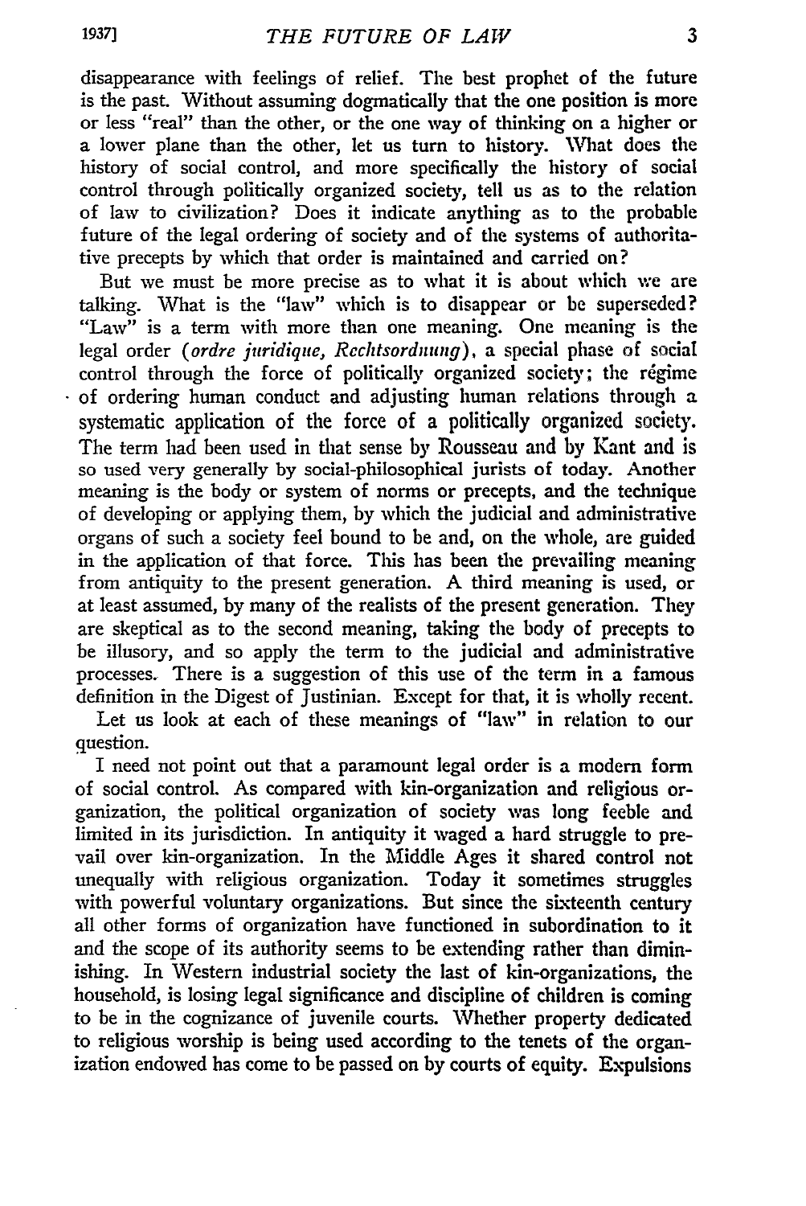disappearance with feelings of relief. The best prophet of the future is the past. Without assuming dogmatically that the one position is more or less "real" than the other, or the one way of thinking on a higher or a lower plane than the other, let us turn to history. What does the history of social control, and more specifically the history of social control through politically organized society, tell us as to the relation of law to civilization? Does it indicate anything as to the probable future of the legal ordering of society and of the systems of authoritative precepts by which that order is maintained and carried on?

But we must be more precise as to what it is about which we are talking. What is the "law" which is to disappear or be superseded? "Law" is a term with more than one meaning. One meaning is the legal order (*ordre juridique, Rechtsordnung*), a special phase of social control through the force of politically organized society; the régime of ordering human conduct and adjusting human relations through a systematic application of the force of a politically organized society. The term had been used in that sense by Rousseau and by Kant and is so used very generally by social-philosophical jurists of today. Another meaning is the body or system of norms or precepts, and the technique of developing or applying them, by which the judicial and administrative organs of such a society feel bound to be and, on the whole, are guided in the application of that force. This has been the prevailing meaning from antiquity to the present generation. A third meaning is used, or at least assumed, by many of the realists of the present generation. They are skeptical as to the second meaning, taking the body of precepts to be illusory, and so apply the term to the judicial and administrative processes. There is a suggestion of this use of the term in a famous definition in the Digest of Justinian. Except for that, it is wholly recent.

Let us look at each of these meanings of "law" in relation to our question.

I need not point out that a paramount legal order is a modern form of social control. As compared with kin-organization and religious organization, the political organization of society was long feeble and limited in its jurisdiction. In antiquity it waged a hard struggle to prevail over kin-organization. In the Middle Ages it shared control not unequally with religious organization. Today it sometimes struggles with powerful voluntary organizations. But since the sixteenth century all other forms of organization have functioned in subordination to it and the scope of its authority seems to be extending rather than diminishing. In Western industrial society the last of kin-organizations, the household, is losing legal significance and discipline of children is coming to be in the cognizance of juvenile courts. Whether property dedicated to religious worship is being used according to the tenets of the organization endowed has come to be passed on by courts of equity. Expulsions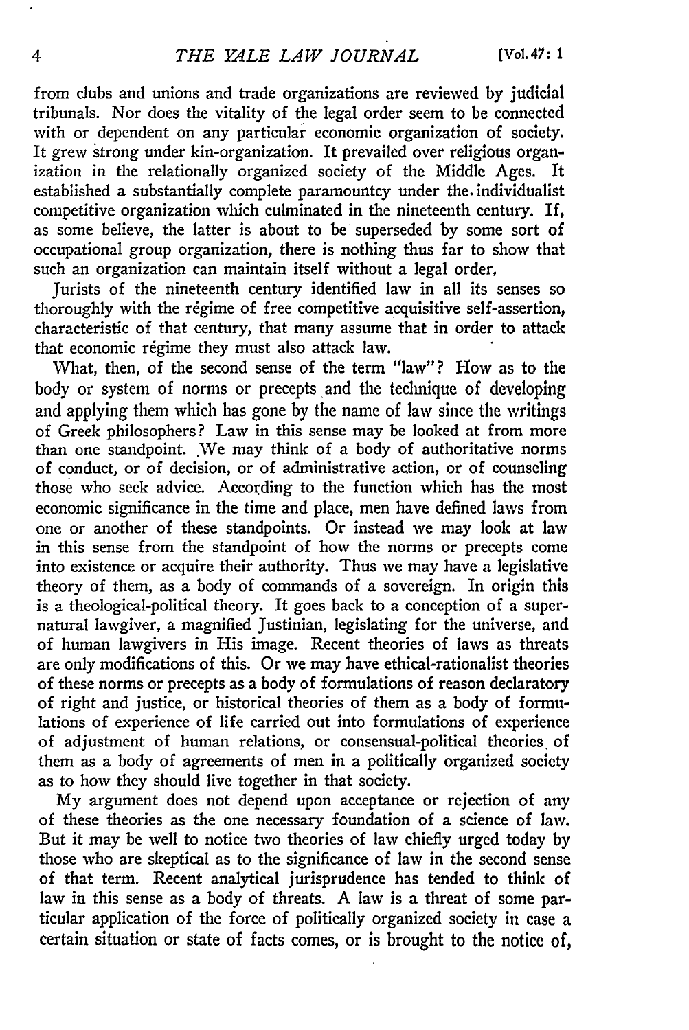from clubs and unions and trade organizations are reviewed by judicial tribunals. Nor does the vitality of the legal order seem to be connected with or dependent on any particular economic organization of society. It grew strong under kin-organization. It prevailed over religious organization in the relationally organized society of the Middle Ages. It established a substantially complete paramountcy under the individualist competitive organization which culminated in the nineteenth century. If, as some believe, the latter is about to be superseded by some sort of occupational group organization, there is nothing thus far to show that such an organization can maintain itself without a legal order.

Jurists of the nineteenth century identified law in all its senses so thoroughly with the régime of free competitive acquisitive self-assertion, characteristic of that century, that many assume that in order to attack that economic régime they must also attack law.

What, then, of the second sense of the term "law"? How as to the body or system of norms or precepts and the technique of developing and applying them which has gone by the name of law since the writings of Greek philosophers? Law in this sense may be looked at from more than one standpoint. We may think of a body of authoritative norms of conduct, or of decision, or of administrative action, or of counseling those who seek advice. According to the function which has the most economic significance in the time and place, men have defined laws from one or another of these standpoints. Or instead we may look at law in this sense from the standpoint of how the norms or precepts come into existence or acquire their authority. Thus we may have a legislative theory of them, as a body of commands of a sovereign. In origin this is a theological-political theory. It goes back to a conception of a supernatural lawgiver, a magnified Justinian, legislating for the universe, and of human lawgivers in His image. Recent theories of laws as threats are only modifications of this. Or we may have ethical-rationalist theories of these norms or precepts as a body of formulations of reason declaratory of right and justice, or historical theories of them as a body of formulations of experience of life carried out into formulations of experience of adjustment of human relations, or consensual-political theories of them as a body of agreements of men in a politically organized society as to how they should live together in that society.

My argument does not depend upon acceptance or rejection of any of these theories as the one necessary foundation of a science of law. But it may be well to notice two theories of law chiefly urged today by those who are skeptical as to the significance of law in the second sense of that term. Recent analytical jurisprudence has tended to think of law in this sense as a body of threats. A law is a threat of some particular application of the force of politically organized society in case a certain situation or state of facts comes, or is brought to the notice of,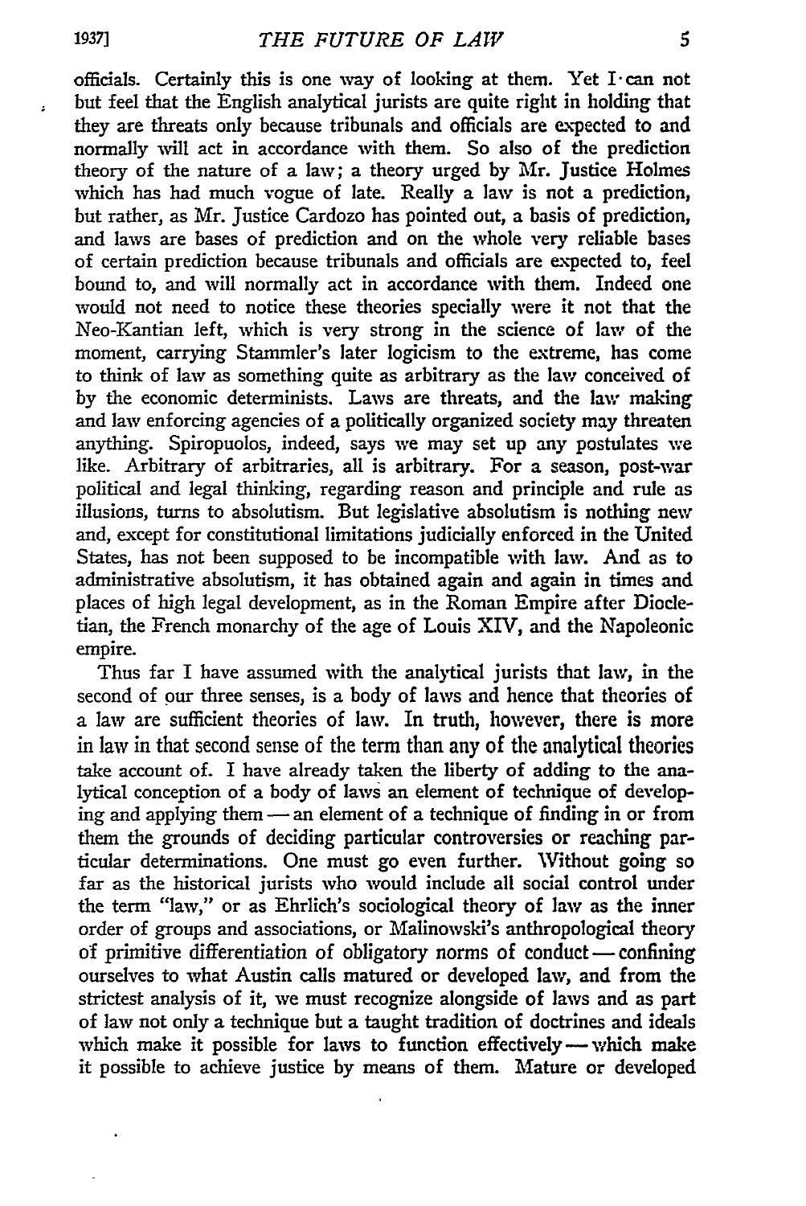officials. Certainly this is one way of looking at them. Yet I can not but feel that the English analytical jurists are quite right in holding that they are threats only because tribunals and officials are expected to and normally will act in accordance with them. So also of the prediction theory of the nature of a law; a theory urged by Mr. Justice Holmes which has had much vogue of late. Really a law is not a prediction, but rather, as Mr. Justice Cardozo has pointed out, a basis of prediction, and laws are bases of prediction and on the whole very reliable bases of certain prediction because tribunals and officials are expected to, feel bound to, and will normally act in accordance with them. Indeed one would not need to notice these theories specially were it not that the Neo-Kantian left, which is very strong in the science of law of the moment, carrying Stammler's later logicism to the extreme, has come to think of law as something quite as arbitrary as the law conceived of by the economic determinists. Laws are threats, and the law making and law enforcing agencies of a politically organized society may threaten anything. Spiropuolos, indeed, says we may set up any postulates we like. Arbitrary of arbitraries, all is arbitrary. For a season, post-war political and legal thinking, regarding reason and principle and rule as illusions, turns to absolutism. But legislative absolutism is nothing new and, except for constitutional limitations judicially enforced in the United States, has not been supposed to be incompatible with law. And as to administrative absolutism, it has obtained again and again in times and places of high legal development, as in the Roman Empire after Diocletian, the French monarchy of the age of Louis XIV, and the Napoleonic empire.

Thus far I have assumed with the analytical jurists that law, in the second of our three senses, is a body of laws and hence that theories of a law are sufficient theories of law. In truth, however, there is more in law in that second sense of the term than any of the analytical theories take account of. I have already taken the liberty of adding to the analytical conception of a body of laws an element of technique of developing and applying them — an element of a technique of finding in or from them the grounds of deciding particular controversies or reaching particular determinations. One must go even further. Without going so far as the historical jurists who would include all social control under the term "law," or as Ehrlich's sociological theory of law as the inner order of groups and associations, or Malinowski's anthropological theory of primitive differentiation of obligatory norms of conduct — confining ourselves to what Austin calls matured or developed law, and from the strictest analysis of it, we must recognize alongside of laws and as part of law not only a technique but a taught tradition of doctrines and ideals which make it possible for laws to function effectively — which make it possible to achieve justice by means of them. Mature or developed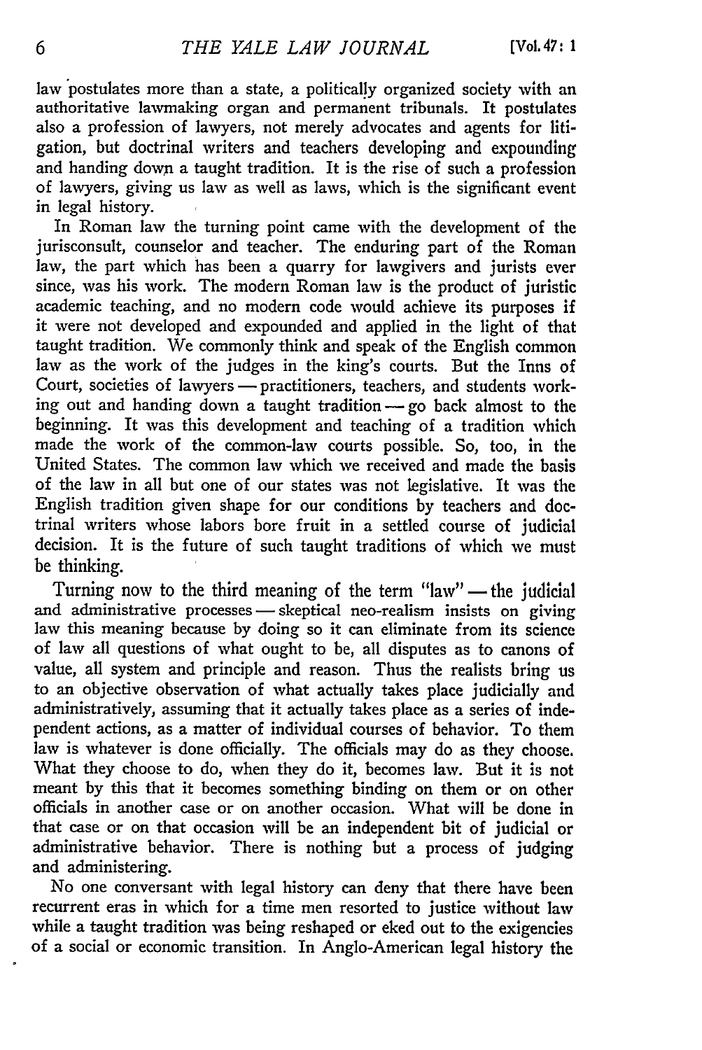law postulates more than a state, a politically organized society with an authoritative lawmaking organ and permanent tribunals. It postulates also a profession of lawyers, not merely advocates and agents for litigation, but doctrinal writers and teachers developing and expounding and handing down a taught tradition. It is the rise of such a profession of lawyers, giving us law as well as laws, which is the significant event in legal history.

In Roman law the turning point came with the development of the jurisconsult, counselor and teacher. The enduring part of the Roman law, the part which has been a quarry for lawgivers and jurists ever since, was his work. The modern Roman law is the product of juristic academic teaching, and no modern code would achieve its purposes if it were not developed and expounded and applied in the light of that taught tradition. We commonly think and speak of the English common law as the work of the judges in the king's courts. But the Inns of Court, societies of lawyers — practitioners, teachers, and students working out and handing down a taught tradition — go back almost to the beginning. It was this development and teaching of a tradition which made the work of the common-law courts possible. So, too, in the United States. The common law which we received and made the basis of the law in all but one of our states was not legislative. It was the English tradition given shape for our conditions by teachers and doctrinal writers whose labors bore fruit in a settled course of judicial decision. It is the future of such taught traditions of which we must be thinking.

Turning now to the third meaning of the term "law" — the judicial and administrative processes — skeptical neo-realism insists on giving law this meaning because by doing so it can eliminate from its science of law all questions of what ought to be, all disputes as to canons of value, all system and principle and reason. Thus the realists bring us to an objective observation of what actually takes place judicially and administratively, assuming that it actually takes place as a series of independent actions, as a matter of individual courses of behavior. To them law is whatever is done officially. The officials may do as they choose. What they choose to do, when they do it, becomes law. But it is not meant by this that it becomes something binding on them or on other officials in another case or on another occasion. What will be done in that case or on that occasion will be an independent bit of judicial or administrative behavior. There is nothing but a process of judging and administering.

No one conversant with legal history can deny that there have been recurrent eras in which for a time men resorted to justice without law while a taught tradition was being reshaped or eked out to the exigencies of a social or economic transition. In Anglo-American legal history the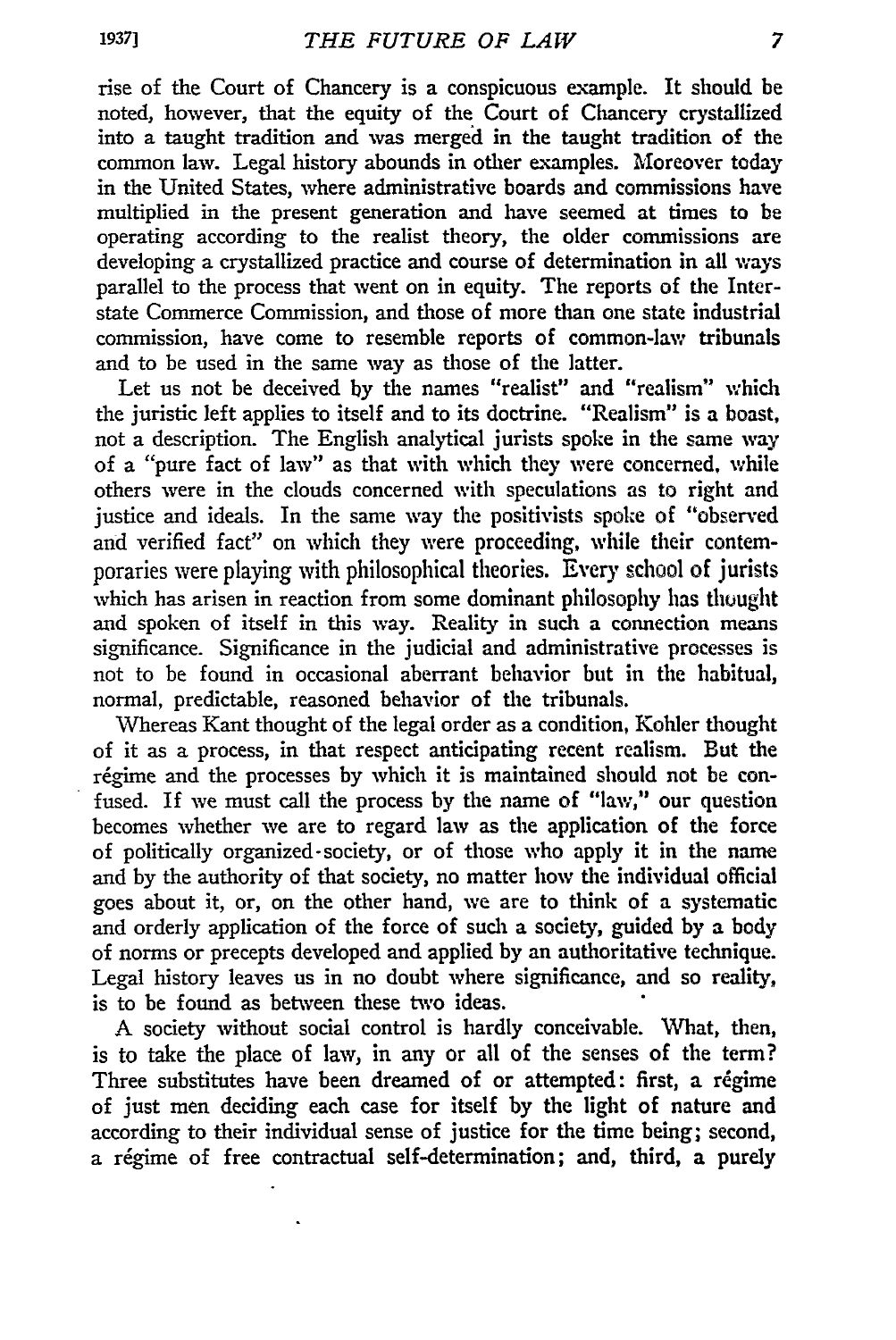rise of the Court of Chancery is a conspicuous example. It should be noted, however, that the equity of the Court of Chancery crystallized into a taught tradition and was merged in the taught tradition of the common law. Legal history abounds in other examples. Moreover today in the United States, where administrative boards and commissions have multiplied in the present generation and have seemed at times to be operating according to the realist theory, the older commissions are developing a crystallized practice and course of determination in all ways parallel to the process that went on in equity. The reports of the Interstate Commerce Commission, and those of more than one state industrial commission, have come to resemble reports of common-law tribunals and to be used in the same way as those of the latter.

Let us not be deceived by the names "realist" and "realism" which the juristic left applies to itself and to its doctrine. "Realism" is a boast, not a description. The English analytical jurists spoke in the same way of a "pure fact of law" as that with which they were concerned, while others were in the clouds concerned with speculations as to right and justice and ideals. In the same way the positivists spoke of "observed and verified fact" on which they were proceeding, while their contemporaries were playing with philosophical theories. Every school of jurists which has arisen in reaction from some dominant philosophy has thought and spoken of itself in this way. Reality in such a connection means significance. Significance in the judicial and administrative processes is not to be found in occasional aberrant behavior but in the habitual, normal, predictable, reasoned behavior of the tribunals.

Whereas Kant thought of the legal order as a condition, Kohler thought of it as a process, in that respect anticipating recent realism. But the régime and the processes by which it is maintained should not be confused. If we must call the process by the name of "law," our question becomes whether we are to regard law as the application of the force of politically organized society, or of those who apply it in the name and by the authority of that society, no matter how the individual official goes about it, or, on the other hand, we are to think of a systematic and orderly application of the force of such a society, guided by a body of norms or precepts developed and applied by an authoritative technique. Legal history leaves us in no doubt where significance, and so reality, is to be found as between these two ideas.

A society without social control is hardly conceivable. What, then, is to take the place of law, in any or all of the senses of the term? Three substitutes have been dreamed of or attempted: first, a régime of just men deciding each case for itself by the light of nature and according to their individual sense of justice for the time being; second, a régime of free contractual self-determination; and, third, a purely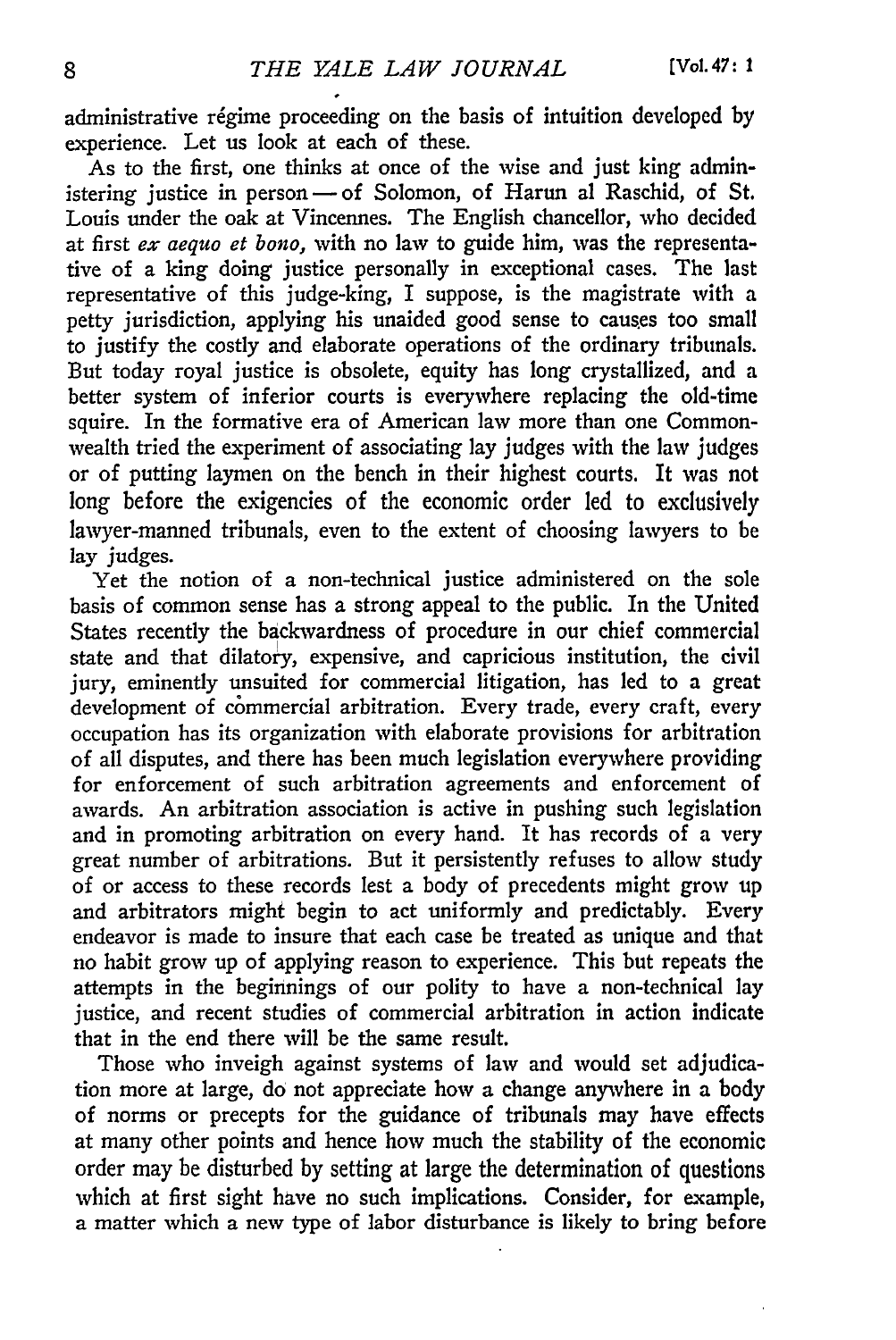administrative régime proceeding on the basis of intuition developed by experience. Let us look at each of these.

As to the first, one thinks at once of the wise and just king administering justice in person — of Solomon, of Harun al Raschid, of St. Louis under the oak at Vincennes. The English chancellor, who decided at first *ex aequo et bono,* with no law to guide him, was the representative of a king doing justice personally in exceptional cases. The last representative of this judge-king, I suppose, is the magistrate with a petty jurisdiction, applying his unaided good sense to causes too small to justify the costly and elaborate operations of the ordinary tribunals. But today royal justice is obsolete, equity has long crystallized, and a better system of inferior courts is everywhere replacing the old-time squire. In the formative era of American law more than one Commonwealth tried the experiment of associating lay judges with the law judges or of putting laymen on the bench in their highest courts. It was not long before the exigencies of the economic order led to exclusively lawyer-manned tribunals, even to the extent of choosing lawyers to be lay judges.

Yet the notion of a non-technical justice administered on the sole basis of common sense has a strong appeal to the public. In the United States recently the backwardness of procedure in our chief commercial state and that dilatory, expensive, and capricious institution, the civil jury, eminently unsuited for commercial litigation, has led to a great development of commercial arbitration. Every trade, every craft, every occupation has its organization with elaborate provisions for arbitration of all disputes, and there has been much legislation everywhere providing for enforcement of such arbitration agreements and enforcement of awards. An arbitration association is active in pushing such legislation and in promoting arbitration on every hand. It has records of a very great number of arbitrations. But it persistently refuses to allow study of or access to these records lest a body of precedents might grow up and arbitrators might begin to act uniformly and predictably. Every endeavor is made to insure that each case be treated as unique and that no habit grow up of applying reason to experience. This but repeats the attempts in the beginnings of our polity to have a non-technical lay justice, and recent studies of commercial arbitration in action indicate that in the end there will be the same result.

Those who inveigh against systems of law and would set adjudication more at large, do not appreciate how a change anywhere in a body of norms or precepts for the guidance of tribunals may have effects at many other points and hence how much the stability of the economic order may be disturbed by setting at large the determination of questions which at first sight have no such implications. Consider, for example, a matter which a new type of labor disturbance is likely to bring before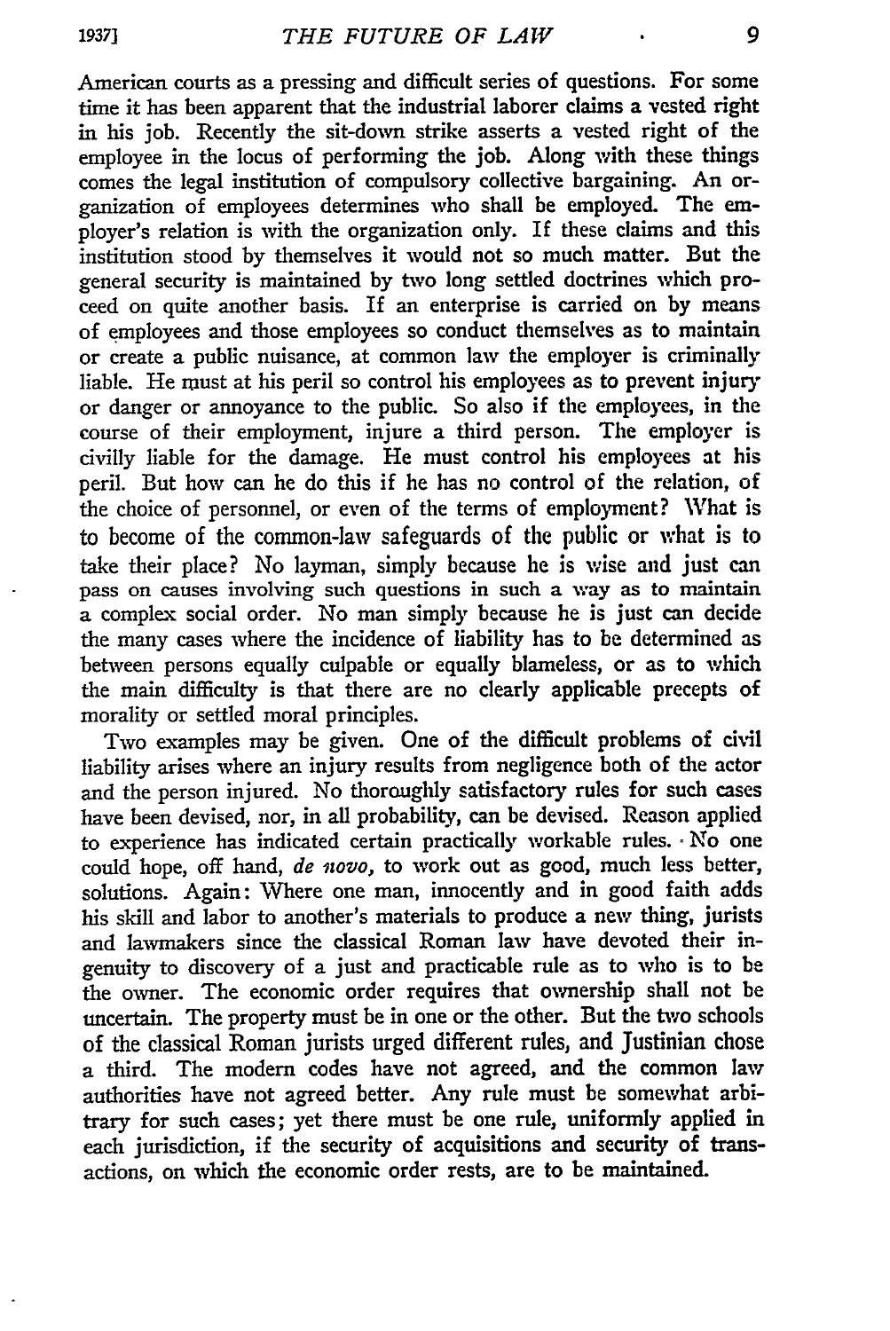American courts as a pressing and difficult series of questions. For some time it has been apparent that the industrial laborer claims a vested right in his job. Recently the sit-down strike asserts a vested right of the employee in the locus of performing the job. Along with these things comes the legal institution of compulsory collective bargaining. An organization of employees determines who shall be employed. The employer's relation is with the organization only. If these claims and this institution stood by themselves it would not so much matter. But the general security is maintained by two long settled doctrines which proceed on quite another basis. If an enterprise is carried on by means of employees and those employees so conduct themselves as to maintain or create a public nuisance, at common law the employer is criminally liable. He must at his peril so control his employees as to prevent injury or danger or annoyance to the public. So also if the employees, in the course of their employment, injure a third person. The employer is civilly liable for the damage. He must control his employees at his peril. But how can he do this if he has no control of the relation, of the choice of personnel, or even of the terms of employment? What is to become of the common-law safeguards of the public or what is to take their place? No layman, simply because he is wise and just can pass on causes involving such questions in such a way as to maintain a complex social order. No man simply because he is just can decide the many cases where the incidence of liability has to be determined as between persons equally culpable or equally blameless, or as to which the main difficulty is that there are no clearly applicable precepts of morality or settled moral principles.

Two examples may be given. One of the difficult problems of civil liability arises where an injury results from negligence both of the actor and the person injured. No thoroughly satisfactory rules for such cases have been devised, nor, in all probability, can be devised. Reason applied to experience has indicated certain practically workable rules. No one could hope, off hand, *de novo*, to work out as good, much less better, solutions. Again: Where one man, innocently and in good faith adds his skill and labor to another's materials to produce a new thing, jurists and lawmakers since the classical Roman law have devoted their ingenuity to discovery of a just and practicable rule as to who is to be the owner. The economic order requires that ownership shall not be uncertain. The property must be in one or the other. But the two schools of the classical Roman jurists urged different rules, and Justinian chose a third. The modern codes have not agreed, and the common law authorities have not agreed better. Any rule must be somewhat arbitrary for such cases; yet there must be one rule, uniformly applied in each jurisdiction, if the security of acquisitions and security of transactions, on which the economic order rests, are to be maintained.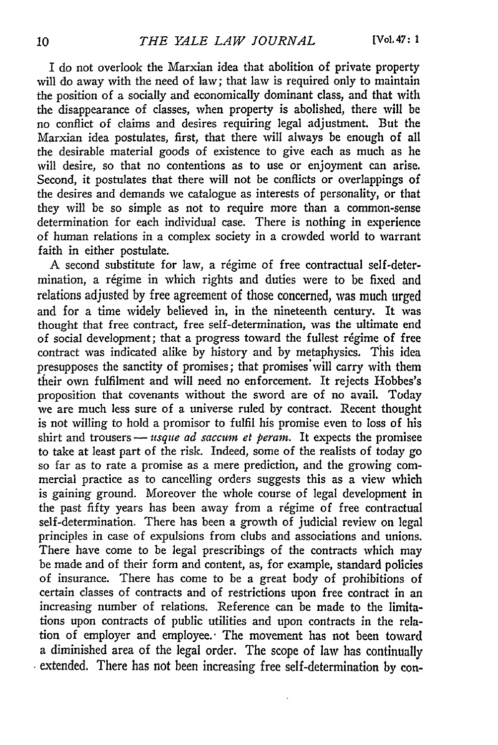I do not overlook the Marxian idea that abolition of private property will do away with the need of law; that law is required only to maintain the position of a socially and economically dominant class, and that with the disappearance of classes, when property is abolished, there will be no conflict of claims and desires requiring legal adjustment. But the Marxian idea postulates, first, that there will always be enough of all the desirable material goods of existence to give each as much as he will desire, so that no contentions as to use or enjoyment can arise. Second, it postulates that there will not be conflicts or overlappings of the desires and demands we catalogue as interests of personality, or that they will be so simple as not to require more than a common-sense determination for each individual case. There is nothing in experience of human relations in a complex society in a crowded world to warrant faith in either postulate.

A second substitute for law, a régime of free contractual self-determination, a régime in which rights and duties were to be fixed and relations adjusted by free agreement of those concerned, was much urged and for a time widely believed in, in the nineteenth century. It was thought that free contract, free self-determination, was the ultimate end of social development; that a progress toward the fullest régime of free contract was indicated alike by history and by metaphysics. This idea presupposes the sanctity of promises; that promises will carry with them their own fulfilment and will need no enforcement. It rejects Hobbes's proposition that covenants without the sword are of no avail. Today we are much less sure of a universe ruled by contract. Recent thought is not willing to hold a promisor to fulfil his promise even to loss of his shirt and trousers — *usque ad saccum et peram*. It expects the promisee to take at least part of the risk. Indeed, some of the realists of today go so far as to rate a promise as a mere prediction, and the growing commercial practice as to cancelling orders suggests this as a view which is gaining ground. Moreover the whole course of legal development in the past fifty years has been away from a régime of free contractual self-determination. There has been a growth of judicial review on legal principles in case of expulsions from clubs and associations and unions. There have come to be legal prescribings of the contracts which may be made and of their form and content, as, for example, standard policies of insurance. There has come to be a great body of prohibitions of certain classes of contracts and of restrictions upon free contract in an increasing number of relations. Reference can be made to the limitations upon contracts of public utilities and upon contracts in the relation of employer and employee. The movement has not been toward a diminished area of the legal order. The scope of law has continually extended. There has not been increasing free self-determination by con-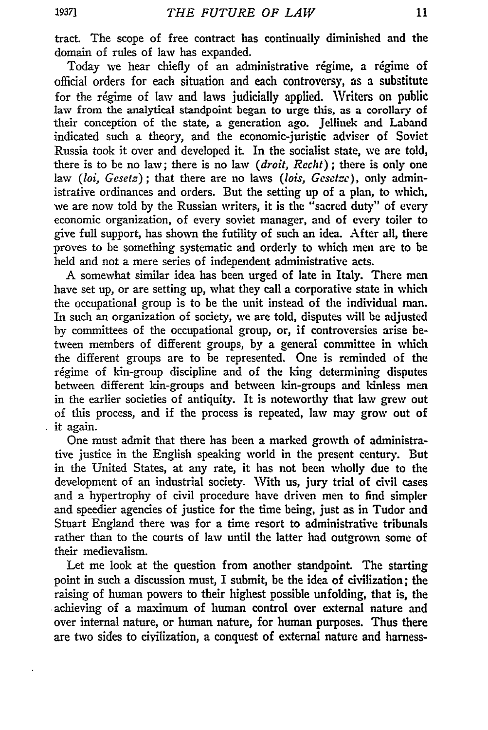tract. The scope of free contract has continually diminished and the domain of rules of law has expanded.

Today we hear chiefly of an administrative régime, a régime of official orders for each situation and each controversy, as a substitute for the régime of law and laws judicially applied. Writers on public law from the analytical standpoint began to urge this, as a corollary of their conception of the state, a generation ago. Jellinek and Laband indicated such a theory, and the economic-juristic adviser of Soviet Russia took it over and developed it. In the socialist state, we are told, there is to be no law; there is no law (*droit, Recht*); there is only one law (*loi, Gesetz*); that there are no laws (*lois, Gesetze*), only administrative ordinances and orders. But the setting up of a plan, to which, we are now told by the Russian writers, it is the "sacred duty" of every economic organization, of every soviet manager, and of every toiler to give full support, has shown the futility of such an idea. After all, there proves to be something systematic and orderly to which men are to be held and not a mere series of independent administrative acts.

A somewhat similar idea has been urged of late in Italy. There men have set up, or are setting up, what they call a corporative state in which the occupational group is to be the unit instead of the individual man. In such an organization of society, we are told, disputes will be adjusted by committees of the occupational group, or, if controversies arise between members of different groups, by a general committee in which the different groups are to be represented. One is reminded of the régime of kin-group discipline and of the king determining disputes between different kin-groups and between kin-groups and kinless men in the earlier societies of antiquity. It is noteworthy that law grew out of this process, and if the process is repeated, law may grow out of it again.

One must admit that there has been a marked growth of administrative justice in the English speaking world in the present century. But in the United States, at any rate, it has not been wholly due to the development of an industrial society. With us, jury trial of civil cases and a hypertrophy of civil procedure have driven men to find simpler and speedier agencies of justice for the time being, just as in Tudor and Stuart England there was for a time resort to administrative tribunals rather than to the courts of law until the latter had outgrown some of their medievalism.

Let me look at the question from another standpoint. The starting point in such a discussion must, I submit, be the idea of civilization; the raising of human powers to their highest possible unfolding, that is, the achieving of a maximum of human control over external nature and over internal nature, or human nature, for human purposes. Thus there are two sides to civilization, a conquest of external nature and harness-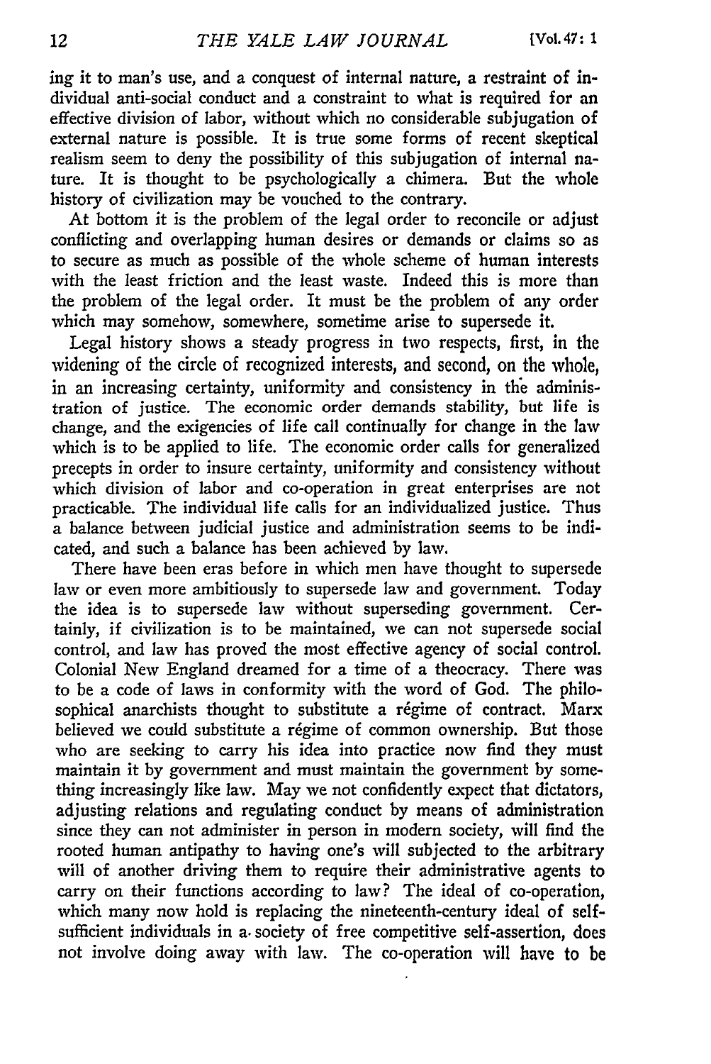ing it to man's use, and a conquest of internal nature, a restraint of individual anti-social conduct and a constraint to what is required for an effective division of labor, without which no considerable subjugation of external nature is possible. It is true some forms of recent skeptical realism seem to deny the possibility of this subjugation of internal nature. It is thought to be psychologically a chimera. But the whole history of civilization may be vouched to the contrary.

At bottom it is the problem of the legal order to reconcile or adjust conflicting and overlapping human desires or demands or claims so as to secure as much as possible of the whole scheme of human interests with the least friction and the least waste. Indeed this is more than the problem of the legal order. It must be the problem of any order which may somehow, somewhere, sometime arise to supersede it.

Legal history shows a steady progress in two respects, first, in the widening of the circle of recognized interests, and second, on the whole, in an increasing certainty, uniformity and consistency in the administration of justice. The economic order demands stability, but life is change, and the exigencies of life call continually for change in the law which is to be applied to life. The economic order calls for generalized precepts in order to insure certainty, uniformity and consistency without which division of labor and co-operation in great enterprises are not practicable. The individual life calls for an individualized justice. Thus a balance between judicial justice and administration seems to be indicated, and such a balance has been achieved by law.

There have been eras before in which men have thought to supersede law or even more ambitiously to supersede law and government. Today the idea is to supersede law without superseding government. Certainly, if civilization is to be maintained, we can not supersede social control, and law has proved the most effective agency of social control. Colonial New England dreamed for a time of a theocracy. There was to be a code of laws in conformity with the word of God. The philosophical anarchists thought to substitute a régime of contract. Marx believed we could substitute a régime of common ownership. But those who are seeking to carry his idea into practice now find they must maintain it by government and must maintain the government by something increasingly like law. May we not confidently expect that dictators, adjusting relations and regulating conduct by means of administration since they can not administer in person in modern society, will find the rooted human antipathy to having one's will subjected to the arbitrary will of another driving them to require their administrative agents to carry on their functions according to law? The ideal of co-operation, which many now hold is replacing the nineteenth-century ideal of self-sufficient individuals in a society of free competitive self-assertion, does not involve doing away with law. The co-operation will have to be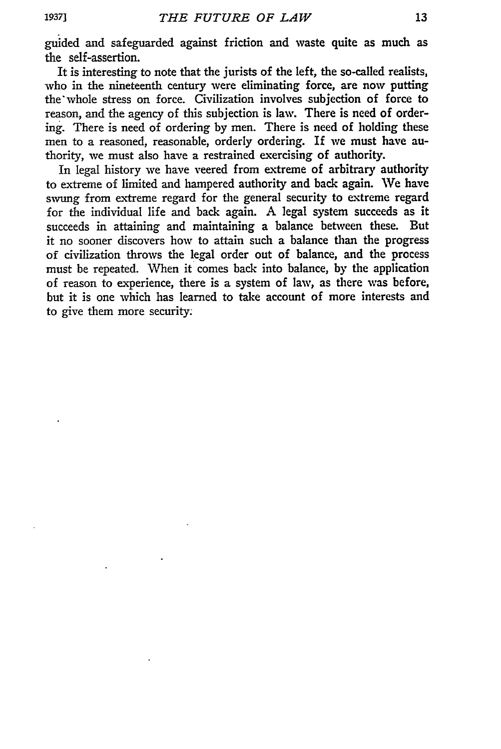guided and safeguarded against friction and waste quite as much as the self-assertion.

It is interesting to note that the jurists of the left, the so-called realists, who in the nineteenth century were eliminating force, are now putting the whole stress on force. Civilization involves subjection of force to reason, and the agency of this subjection is law. There is need of ordering. There is need of ordering by men. There is need of holding these men to a reasoned, reasonable, orderly ordering. If we must have authority, we must also have a restrained exercising of authority.

In legal history we have veered from extreme of arbitrary authority to extreme of limited and hampered authority and back again. We have swung from extreme regard for the general security to extreme regard for the individual life and back again. A legal system succeeds as it succeeds in attaining and maintaining a balance between these. But it no sooner discovers how to attain such a balance than the progress of civilization throws the legal order out of balance, and the process must be repeated. When it comes back into balance, by the application of reason to experience, there is a system of law, as there was before, but it is one which has learned to take account of more interests and to give them more security.